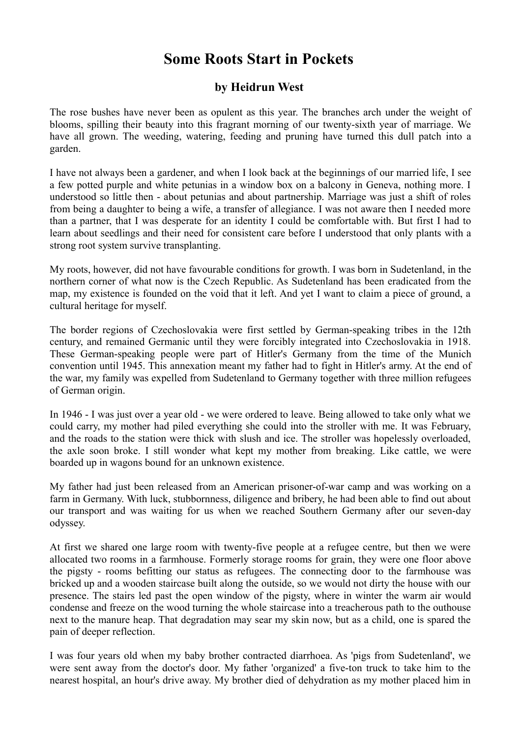# Some Roots Start in Pockets

### by Heidrun West

The rose bushes have never been as opulent as this year. The branches arch under the weight of blooms, spilling their beauty into this fragrant morning of our twenty-sixth year of marriage. We have all grown. The weeding, watering, feeding and pruning have turned this dull patch into a garden.

I have not always been a gardener, and when I look back at the beginnings of our married life, I see a few potted purple and white petunias in a window box on a balcony in Geneva, nothing more. I understood so little then - about petunias and about partnership. Marriage was just a shift of roles from being a daughter to being a wife, a transfer of allegiance. I was not aware then I needed more than a partner, that I was desperate for an identity I could be comfortable with. But first I had to learn about seedlings and their need for consistent care before I understood that only plants with a strong root system survive transplanting.

My roots, however, did not have favourable conditions for growth. I was born in Sudetenland, in the northern corner of what now is the Czech Republic. As Sudetenland has been eradicated from the map, my existence is founded on the void that it left. And yet I want to claim a piece of ground, a cultural heritage for myself.

The border regions of Czechoslovakia were first settled by German-speaking tribes in the 12th century, and remained Germanic until they were forcibly integrated into Czechoslovakia in 1918. These German-speaking people were part of Hitler's Germany from the time of the Munich convention until 1945. This annexation meant my father had to fight in Hitler's army. At the end of the war, my family was expelled from Sudetenland to Germany together with three million refugees of German origin.

In 1946 - I was just over a year old - we were ordered to leave. Being allowed to take only what we could carry, my mother had piled everything she could into the stroller with me. It was February, and the roads to the station were thick with slush and ice. The stroller was hopelessly overloaded, the axle soon broke. I still wonder what kept my mother from breaking. Like cattle, we were boarded up in wagons bound for an unknown existence.

My father had just been released from an American prisoner-of-war camp and was working on a farm in Germany. With luck, stubbornness, diligence and bribery, he had been able to find out about our transport and was waiting for us when we reached Southern Germany after our seven-day odyssey.

At first we shared one large room with twenty-five people at a refugee centre, but then we were allocated two rooms in a farmhouse. Formerly storage rooms for grain, they were one floor above the pigsty - rooms befitting our status as refugees. The connecting door to the farmhouse was bricked up and a wooden staircase built along the outside, so we would not dirty the house with our presence. The stairs led past the open window of the pigsty, where in winter the warm air would condense and freeze on the wood turning the whole staircase into a treacherous path to the outhouse next to the manure heap. That degradation may sear my skin now, but as a child, one is spared the pain of deeper reflection.

I was four years old when my baby brother contracted diarrhoea. As 'pigs from Sudetenland', we were sent away from the doctor's door. My father 'organized' a five-ton truck to take him to the nearest hospital, an hour's drive away. My brother died of dehydration as my mother placed him in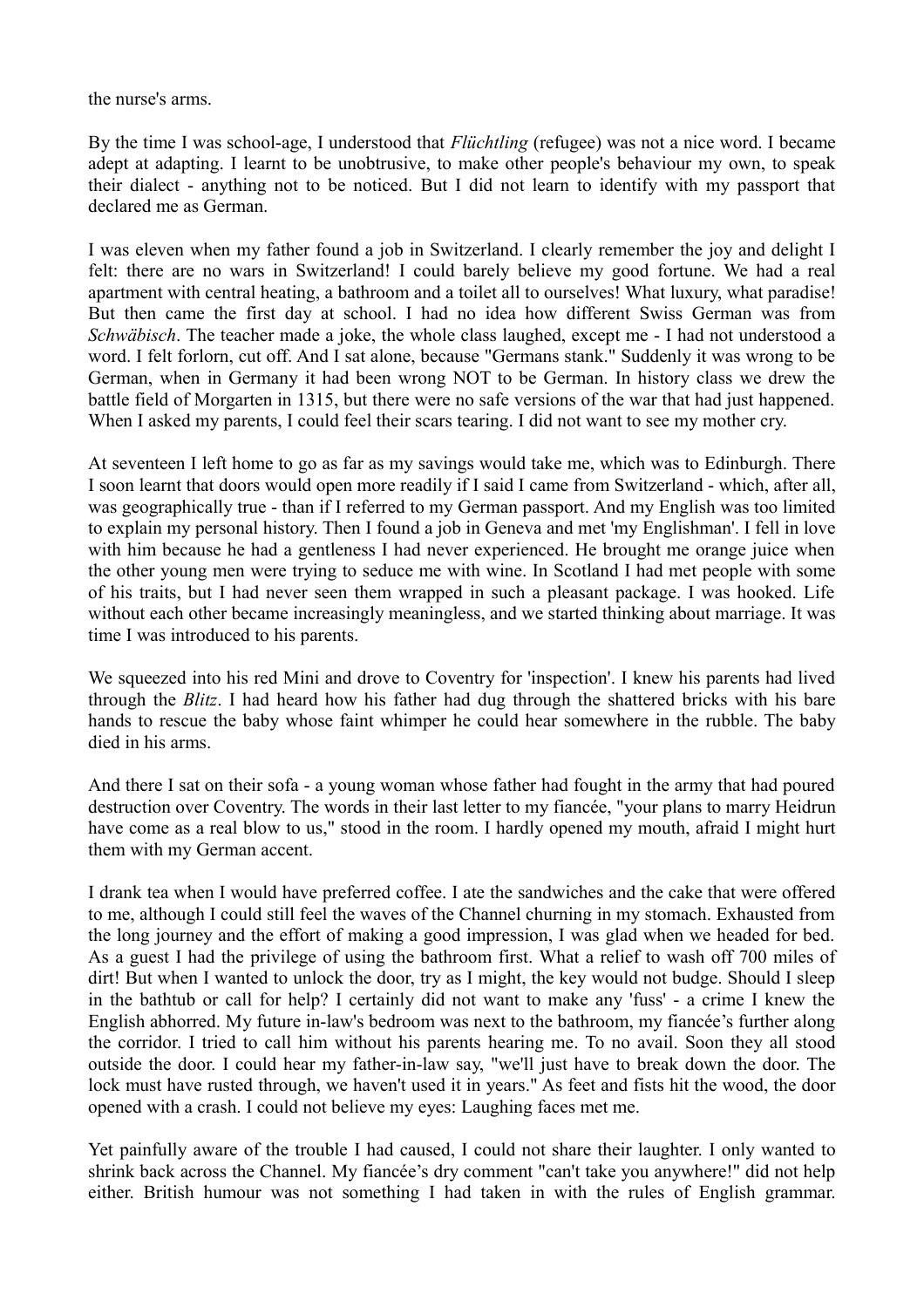the nurse's arms.

By the time I was school-age, I understood that *Flüchtling* (refugee) was not a nice word. I became adept at adapting. I learnt to be unobtrusive, to make other people's behaviour my own, to speak their dialect - anything not to be noticed. But I did not learn to identify with my passport that declared me as German.

I was eleven when my father found a job in Switzerland. I clearly remember the joy and delight I felt: there are no wars in Switzerland! I could barely believe my good fortune. We had a real apartment with central heating, a bathroom and a toilet all to ourselves! What luxury, what paradise! But then came the first day at school. I had no idea how different Swiss German was from *Schwäbisch*. The teacher made a joke, the whole class laughed, except me - I had not understood a word. I felt forlorn, cut off. And I sat alone, because "Germans stank." Suddenly it was wrong to be German, when in Germany it had been wrong NOT to be German. In history class we drew the battle field of Morgarten in 1315, but there were no safe versions of the war that had just happened. When I asked my parents, I could feel their scars tearing. I did not want to see my mother cry.

At seventeen I left home to go as far as my savings would take me, which was to Edinburgh. There I soon learnt that doors would open more readily if I said I came from Switzerland - which, after all, was geographically true - than if I referred to my German passport. And my English was too limited to explain my personal history. Then I found a job in Geneva and met 'my Englishman'. I fell in love with him because he had a gentleness I had never experienced. He brought me orange juice when the other young men were trying to seduce me with wine. In Scotland I had met people with some of his traits, but I had never seen them wrapped in such a pleasant package. I was hooked. Life without each other became increasingly meaningless, and we started thinking about marriage. It was time I was introduced to his parents.

We squeezed into his red Mini and drove to Coventry for 'inspection'. I knew his parents had lived through the *Blitz*. I had heard how his father had dug through the shattered bricks with his bare hands to rescue the baby whose faint whimper he could hear somewhere in the rubble. The baby died in his arms.

And there I sat on their sofa - a young woman whose father had fought in the army that had poured destruction over Coventry. The words in their last letter to my fiancée, "your plans to marry Heidrun have come as a real blow to us," stood in the room. I hardly opened my mouth, afraid I might hurt them with my German accent.

I drank tea when I would have preferred coffee. I ate the sandwiches and the cake that were offered to me, although I could still feel the waves of the Channel churning in my stomach. Exhausted from the long journey and the effort of making a good impression, I was glad when we headed for bed. As a guest I had the privilege of using the bathroom first. What a relief to wash off 700 miles of dirt! But when I wanted to unlock the door, try as I might, the key would not budge. Should I sleep in the bathtub or call for help? I certainly did not want to make any 'fuss' - a crime I knew the English abhorred. My future in-law's bedroom was next to the bathroom, my fiancée's further along the corridor. I tried to call him without his parents hearing me. To no avail. Soon they all stood outside the door. I could hear my father-in-law say, "we'll just have to break down the door. The lock must have rusted through, we haven't used it in years." As feet and fists hit the wood, the door opened with a crash. I could not believe my eyes: Laughing faces met me.

Yet painfully aware of the trouble I had caused, I could not share their laughter. I only wanted to shrink back across the Channel. My fiancée's dry comment "can't take you anywhere!" did not help either. British humour was not something I had taken in with the rules of English grammar.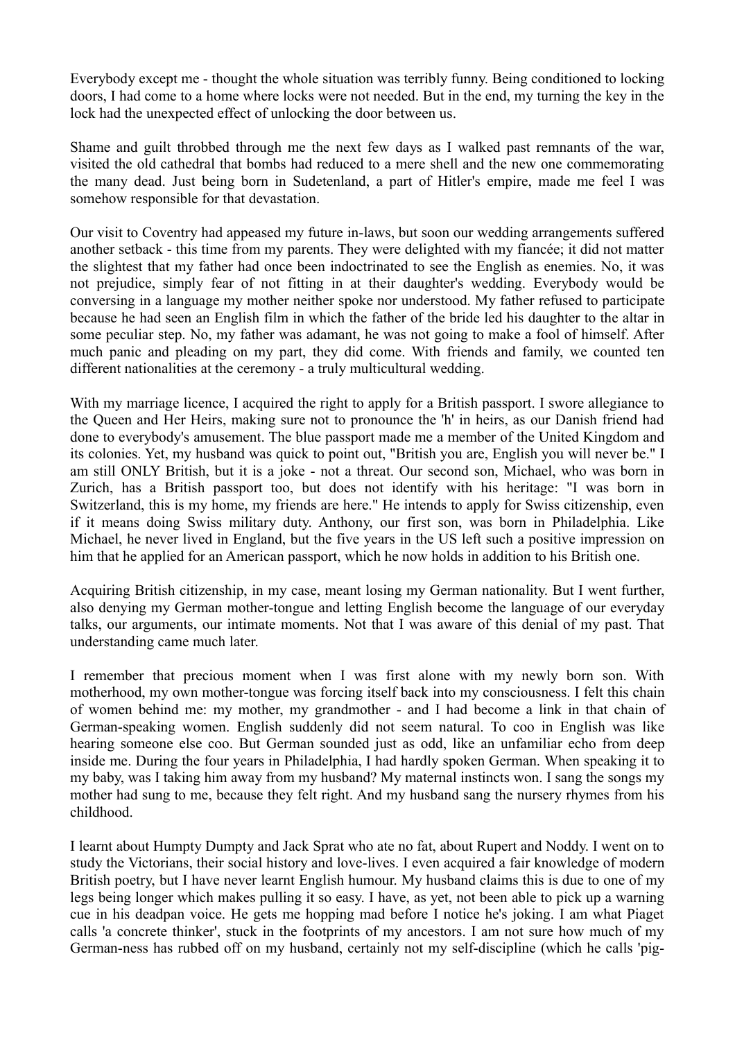Everybody except me - thought the whole situation was terribly funny. Being conditioned to locking doors, I had come to a home where locks were not needed. But in the end, my turning the key in the lock had the unexpected effect of unlocking the door between us.

Shame and guilt throbbed through me the next few days as I walked past remnants of the war, visited the old cathedral that bombs had reduced to a mere shell and the new one commemorating the many dead. Just being born in Sudetenland, a part of Hitler's empire, made me feel I was somehow responsible for that devastation.

Our visit to Coventry had appeased my future in-laws, but soon our wedding arrangements suffered another setback - this time from my parents. They were delighted with my fiancée; it did not matter the slightest that my father had once been indoctrinated to see the English as enemies. No, it was not prejudice, simply fear of not fitting in at their daughter's wedding. Everybody would be conversing in a language my mother neither spoke nor understood. My father refused to participate because he had seen an English film in which the father of the bride led his daughter to the altar in some peculiar step. No, my father was adamant, he was not going to make a fool of himself. After much panic and pleading on my part, they did come. With friends and family, we counted ten different nationalities at the ceremony - a truly multicultural wedding.

With my marriage licence, I acquired the right to apply for a British passport. I swore allegiance to the Queen and Her Heirs, making sure not to pronounce the 'h' in heirs, as our Danish friend had done to everybody's amusement. The blue passport made me a member of the United Kingdom and its colonies. Yet, my husband was quick to point out, "British you are, English you will never be." I am still ONLY British, but it is a joke - not a threat. Our second son, Michael, who was born in Zurich, has a British passport too, but does not identify with his heritage: "I was born in Switzerland, this is my home, my friends are here." He intends to apply for Swiss citizenship, even if it means doing Swiss military duty. Anthony, our first son, was born in Philadelphia. Like Michael, he never lived in England, but the five years in the US left such a positive impression on him that he applied for an American passport, which he now holds in addition to his British one.

Acquiring British citizenship, in my case, meant losing my German nationality. But I went further, also denying my German mother-tongue and letting English become the language of our everyday talks, our arguments, our intimate moments. Not that I was aware of this denial of my past. That understanding came much later.

I remember that precious moment when I was first alone with my newly born son. With motherhood, my own mother-tongue was forcing itself back into my consciousness. I felt this chain of women behind me: my mother, my grandmother - and I had become a link in that chain of German-speaking women. English suddenly did not seem natural. To coo in English was like hearing someone else coo. But German sounded just as odd, like an unfamiliar echo from deep inside me. During the four years in Philadelphia, I had hardly spoken German. When speaking it to my baby, was I taking him away from my husband? My maternal instincts won. I sang the songs my mother had sung to me, because they felt right. And my husband sang the nursery rhymes from his childhood.

I learnt about Humpty Dumpty and Jack Sprat who ate no fat, about Rupert and Noddy. I went on to study the Victorians, their social history and love-lives. I even acquired a fair knowledge of modern British poetry, but I have never learnt English humour. My husband claims this is due to one of my legs being longer which makes pulling it so easy. I have, as yet, not been able to pick up a warning cue in his deadpan voice. He gets me hopping mad before I notice he's joking. I am what Piaget calls 'a concrete thinker', stuck in the footprints of my ancestors. I am not sure how much of my German-ness has rubbed off on my husband, certainly not my self-discipline (which he calls 'pig-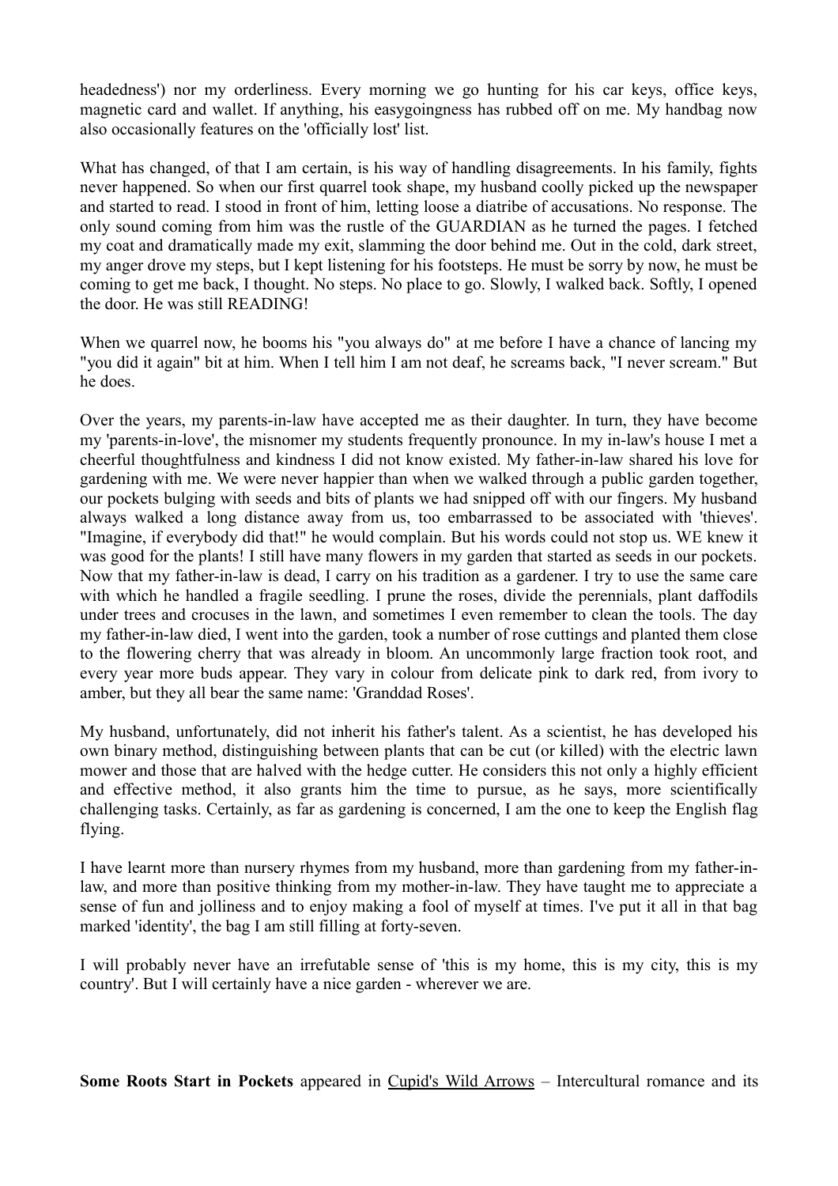headedness') nor my orderliness. Every morning we go hunting for his car keys, office keys, magnetic card and wallet. If anything, his easygoingness has rubbed off on me. My handbag now also occasionally features on the 'officially lost' list.

What has changed, of that I am certain, is his way of handling disagreements. In his family, fights never happened. So when our first quarrel took shape, my husband coolly picked up the newspaper and started to read. I stood in front of him, letting loose a diatribe of accusations. No response. The only sound coming from him was the rustle of the GUARDIAN as he turned the pages. I fetched my coat and dramatically made my exit, slamming the door behind me. Out in the cold, dark street, my anger drove my steps, but I kept listening for his footsteps. He must be sorry by now, he must be coming to get me back, I thought. No steps. No place to go. Slowly, I walked back. Softly, I opened the door. He was still READING!

When we quarrel now, he booms his "you always do" at me before I have a chance of lancing my "you did it again" bit at him. When I tell him I am not deaf, he screams back, "I never scream." But he does.

Over the years, my parents-in-law have accepted me as their daughter. In turn, they have become my 'parents-in-love', the misnomer my students frequently pronounce. In my in-law's house I met a cheerful thoughtfulness and kindness I did not know existed. My father-in-law shared his love for gardening with me. We were never happier than when we walked through a public garden together, our pockets bulging with seeds and bits of plants we had snipped off with our fingers. My husband always walked a long distance away from us, too embarrassed to be associated with 'thieves'. "Imagine, if everybody did that!" he would complain. But his words could not stop us. WE knew it was good for the plants! I still have many flowers in my garden that started as seeds in our pockets. Now that my father-in-law is dead, I carry on his tradition as a gardener. I try to use the same care with which he handled a fragile seedling. I prune the roses, divide the perennials, plant daffodils under trees and crocuses in the lawn, and sometimes I even remember to clean the tools. The day my father-in-law died, I went into the garden, took a number of rose cuttings and planted them close to the flowering cherry that was already in bloom. An uncommonly large fraction took root, and every year more buds appear. They vary in colour from delicate pink to dark red, from ivory to amber, but they all bear the same name: 'Granddad Roses'.

My husband, unfortunately, did not inherit his father's talent. As a scientist, he has developed his own binary method, distinguishing between plants that can be cut (or killed) with the electric lawn mower and those that are halved with the hedge cutter. He considers this not only a highly efficient and effective method, it also grants him the time to pursue, as he says, more scientifically challenging tasks. Certainly, as far as gardening is concerned, I am the one to keep the English flag flying.

I have learnt more than nursery rhymes from my husband, more than gardening from my father-in-law, and more than positive thinking from my mother-in-law. They have taught me to appreciate a sense of fun and jolliness and to enjoy making a fool of myself at times. I've put it all in that bag marked 'identity', the bag I am still filling at forty-seven.

I will probably never have an irrefutable sense of 'this is my home, this is my city, this is my country'. But I will certainly have a nice garden - wherever we are.

**Some Roots Start in Pockets** appeared in Cupid's Wild Arrows – Intercultural romance and its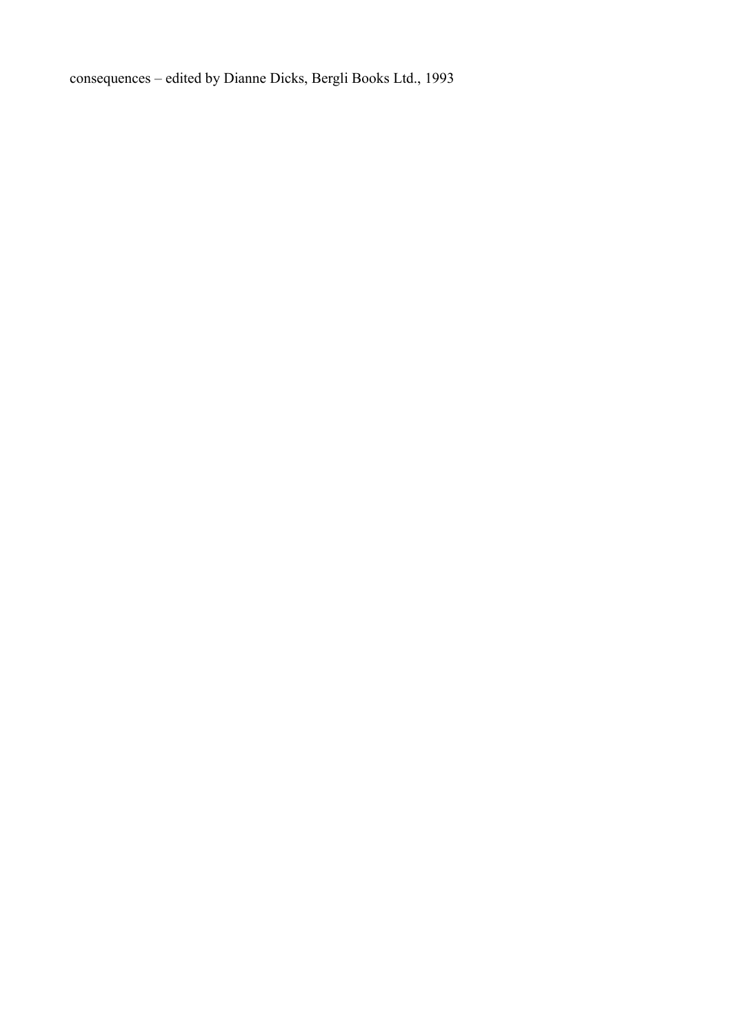consequences – edited by Dianne Dicks, Bergli Books Ltd., 1993